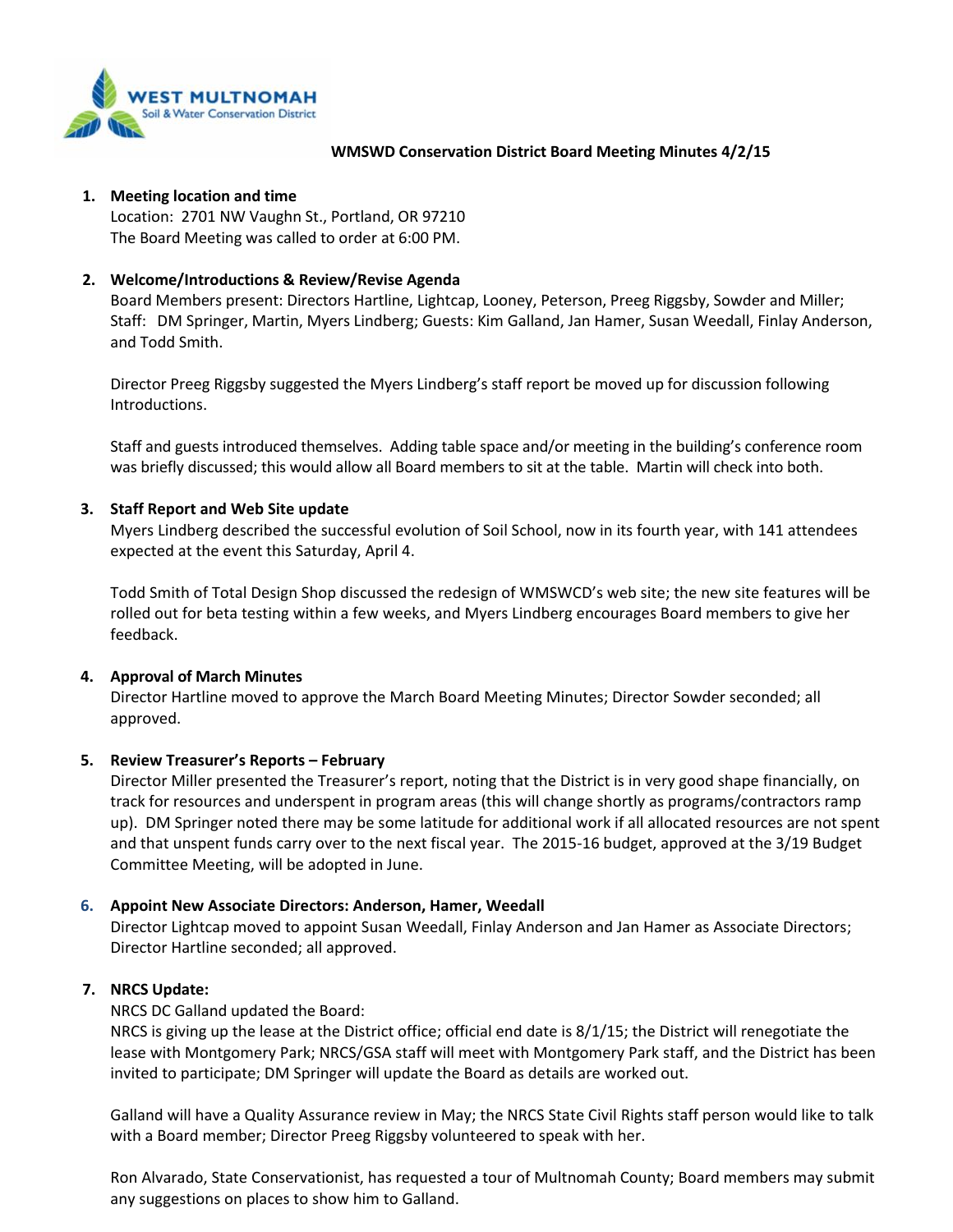WEST MULTNOMAH
Soil & Water Conservation District

**WMSWD Conservation District Board Meeting Minutes 4/2/15**

1. **Meeting location and time**
   Location: 2701 NW Vaughn St., Portland, OR 97210
   The Board Meeting was called to order at 6:00 PM.

2. **Welcome/Introductions & Review/Revise Agenda**
   Board Members present: Directors Hartline, Lightcap, Looney, Peterson, Preeg Riggsby, Sowder and Miller; Staff: DM Springer, Martin, Myers Lindberg; Guests: Kim Galland, Jan Hamer, Susan Weedall, Finlay Anderson, and Todd Smith.

   Director Preeg Riggsby suggested the Myers Lindberg's staff report be moved up for discussion following Introductions.

   Staff and guests introduced themselves. Adding table space and/or meeting in the building's conference room was briefly discussed; this would allow all Board members to sit at the table. Martin will check into both.

3. **Staff Report and Web Site update**
   Myers Lindberg described the successful evolution of Soil School, now in its fourth year, with 141 attendees expected at the event this Saturday, April 4.

   Todd Smith of Total Design Shop discussed the redesign of WMSWCD's web site; the new site features will be rolled out for beta testing within a few weeks, and Myers Lindberg encourages Board members to give her feedback.

4. **Approval of March Minutes**
   Director Hartline moved to approve the March Board Meeting Minutes; Director Sowder seconded; all approved.

5. **Review Treasurer's Reports – February**
   Director Miller presented the Treasurer's report, noting that the District is in very good shape financially, on track for resources and underspent in program areas (this will change shortly as programs/contractors ramp up). DM Springer noted there may be some latitude for additional work if all allocated resources are not spent and that unspent funds carry over to the next fiscal year. The 2015-16 budget, approved at the 3/19 Budget Committee Meeting, will be adopted in June.

6. **Appoint New Associate Directors: Anderson, Hamer, Weedall**
   Director Lightcap moved to appoint Susan Weedall, Finlay Anderson and Jan Hamer as Associate Directors; Director Hartline seconded; all approved.

7. **NRCS Update:**
   NRCS DC Galland updated the Board:
   NRCS is giving up the lease at the District office; official end date is 8/1/15; the District will renegotiate the lease with Montgomery Park; NRCS/GSA staff will meet with Montgomery Park staff, and the District has been invited to participate; DM Springer will update the Board as details are worked out.

   Galland will have a Quality Assurance review in May; the NRCS State Civil Rights staff person would like to talk with a Board member; Director Preeg Riggsby volunteered to speak with her.

   Ron Alvarado, State Conservationist, has requested a tour of Multnomah County; Board members may submit any suggestions on places to show him to Galland.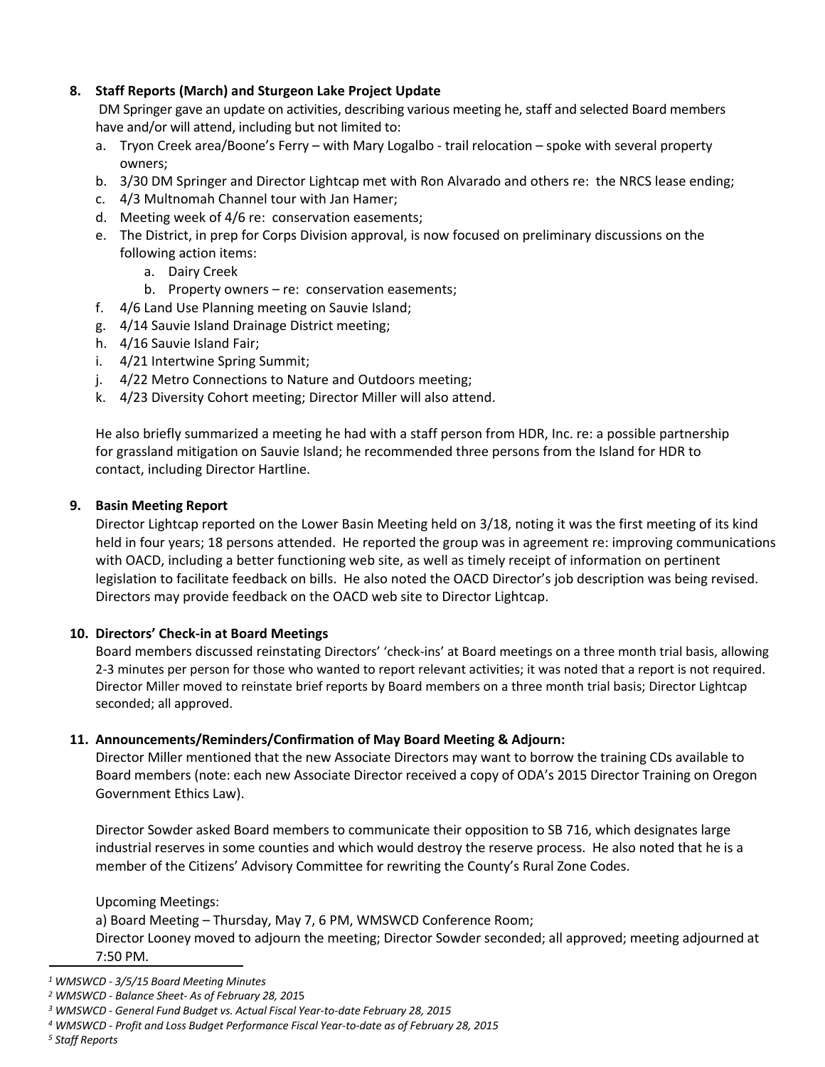8. **Staff Reports (March) and Sturgeon Lake Project Update**

DM Springer gave an update on activities, describing various meeting he, staff and selected Board members have and/or will attend, including but not limited to:

a. Tryon Creek area/Boone's Ferry – with Mary Logalbo - trail relocation – spoke with several property owners;
b. 3/30 DM Springer and Director Lightcap met with Ron Alvarado and others re: the NRCS lease ending;
c. 4/3 Multnomah Channel tour with Jan Hamer;
d. Meeting week of 4/6 re: conservation easements;
e. The District, in prep for Corps Division approval, is now focused on preliminary discussions on the following action items:
    a. Dairy Creek
    b. Property owners – re: conservation easements;
f. 4/6 Land Use Planning meeting on Sauvie Island;
g. 4/14 Sauvie Island Drainage District meeting;
h. 4/16 Sauvie Island Fair;
i. 4/21 Intertwine Spring Summit;
j. 4/22 Metro Connections to Nature and Outdoors meeting;
k. 4/23 Diversity Cohort meeting; Director Miller will also attend.

He also briefly summarized a meeting he had with a staff person from HDR, Inc. re: a possible partnership for grassland mitigation on Sauvie Island; he recommended three persons from the Island for HDR to contact, including Director Hartline.

9. **Basin Meeting Report**

Director Lightcap reported on the Lower Basin Meeting held on 3/18, noting it was the first meeting of its kind held in four years; 18 persons attended. He reported the group was in agreement re: improving communications with OACD, including a better functioning web site, as well as timely receipt of information on pertinent legislation to facilitate feedback on bills. He also noted the OACD Director's job description was being revised. Directors may provide feedback on the OACD web site to Director Lightcap.

10. **Directors' Check-in at Board Meetings**

Board members discussed reinstating Directors' 'check-ins' at Board meetings on a three month trial basis, allowing 2-3 minutes per person for those who wanted to report relevant activities; it was noted that a report is not required. Director Miller moved to reinstate brief reports by Board members on a three month trial basis; Director Lightcap seconded; all approved.

11. **Announcements/Reminders/Confirmation of May Board Meeting & Adjourn:**

Director Miller mentioned that the new Associate Directors may want to borrow the training CDs available to Board members (note: each new Associate Director received a copy of ODA's 2015 Director Training on Oregon Government Ethics Law).

Director Sowder asked Board members to communicate their opposition to SB 716, which designates large industrial reserves in some counties and which would destroy the reserve process. He also noted that he is a member of the Citizens' Advisory Committee for rewriting the County's Rural Zone Codes.

Upcoming Meetings:
a) Board Meeting – Thursday, May 7, 6 PM, WMSWCD Conference Room;
Director Looney moved to adjourn the meeting; Director Sowder seconded; all approved; meeting adjourned at 7:50 PM.

---

[1] *WMSWCD - 3/5/15 Board Meeting Minutes*
[2] *WMSWCD - Balance Sheet- As of February 28, 2015*
[3] *WMSWCD - General Fund Budget vs. Actual Fiscal Year-to-date February 28, 2015*
[4] *WMSWCD - Profit and Loss Budget Performance Fiscal Year-to-date as of February 28, 2015*
[5] *Staff Reports*